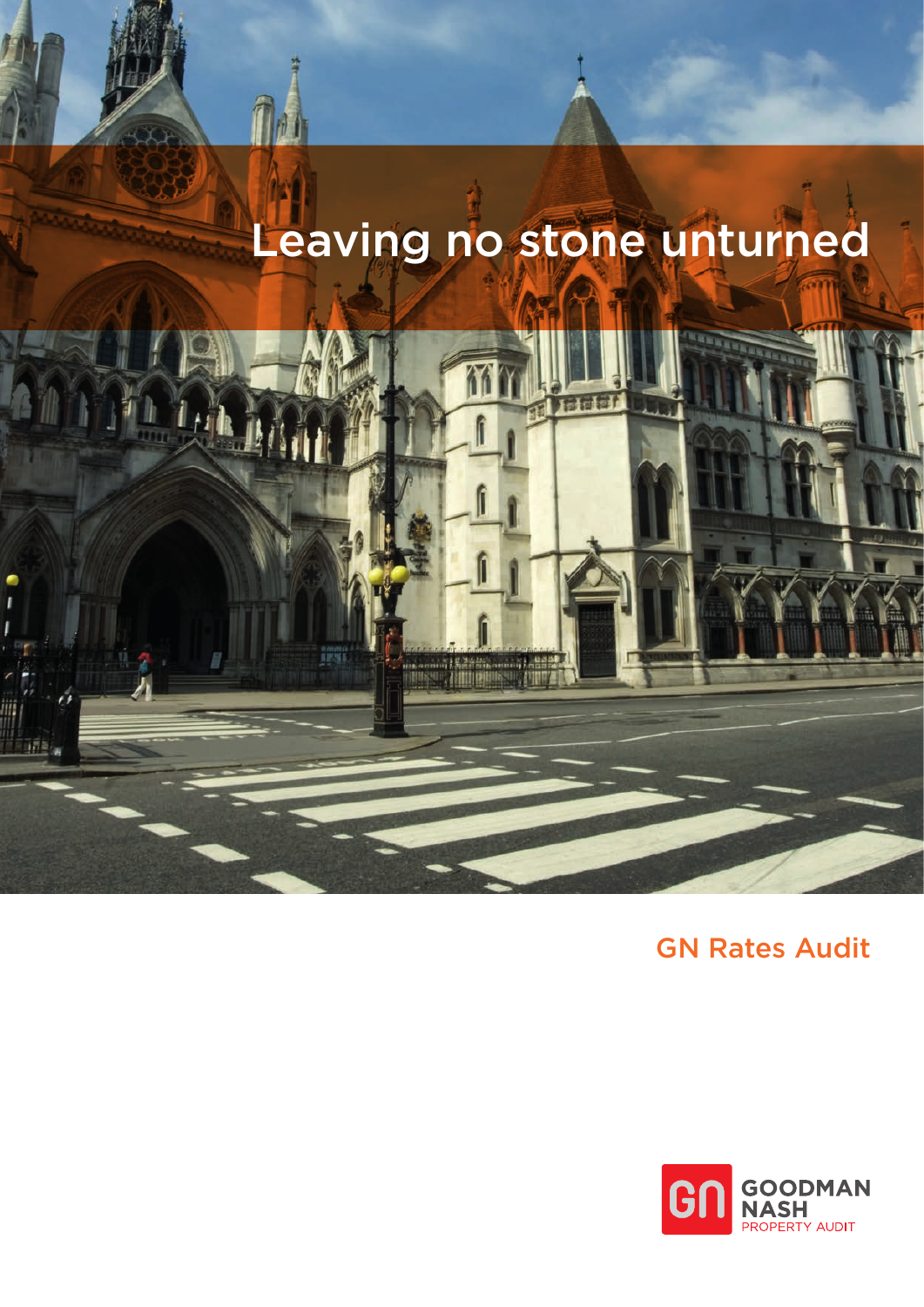# Leaving no stone unturned

## GN Rates Audit

GOODMAN NASH
PROPERTY AUDIT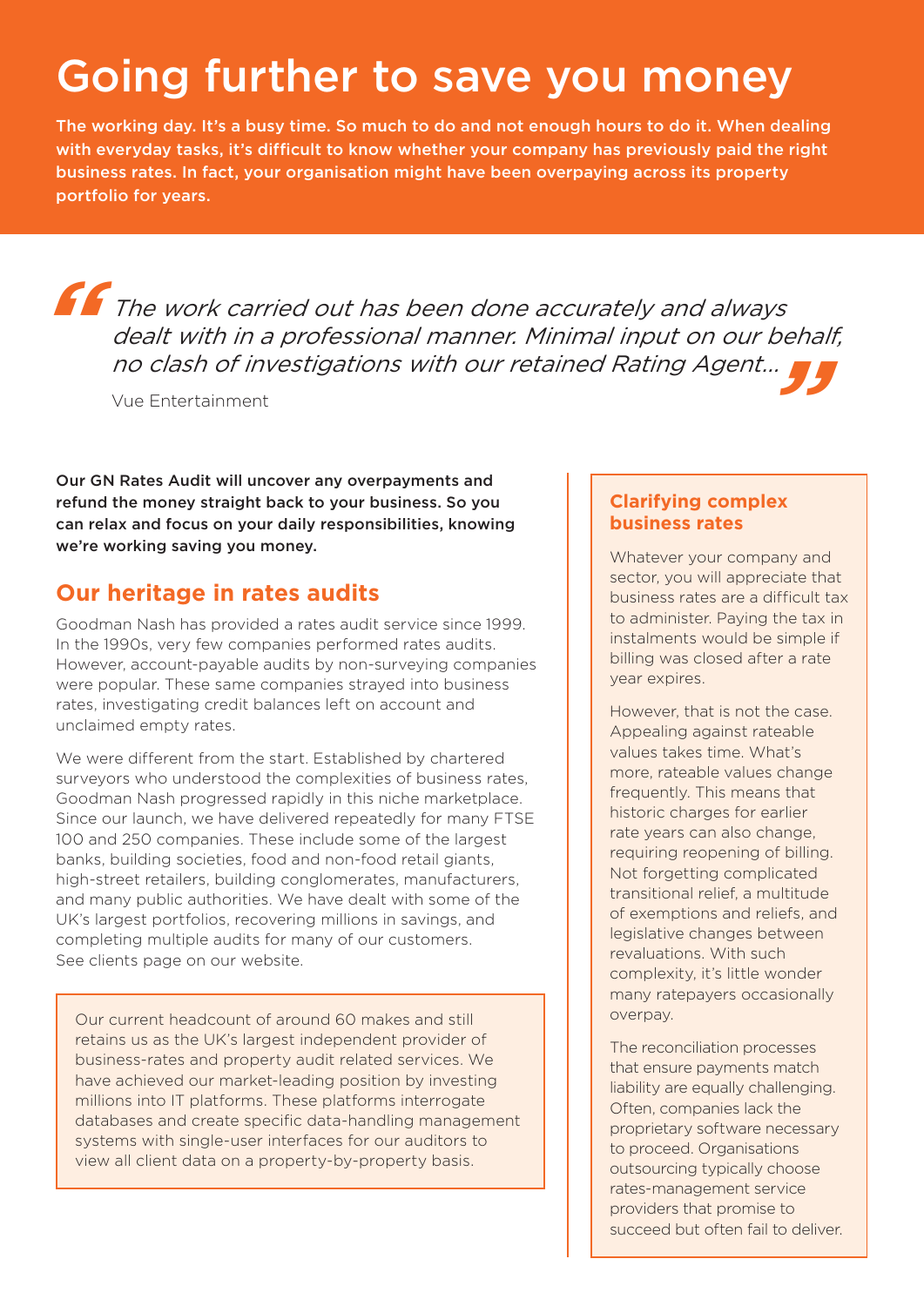# Going further to save you money

**The working day. It's a busy time. So much to do and not enough hours to do it. When dealing with everyday tasks, it's difficult to know whether your company has previously paid the right business rates. In fact, your organisation might have been overpaying across its property portfolio for years.**

> *The work carried out has been done accurately and always dealt with in a professional manner. Minimal input on our behalf, no clash of investigations with our retained Rating Agent...*
>
> Vue Entertainment

**Our GN Rates Audit will uncover any overpayments and refund the money straight back to your business. So you can relax and focus on your daily responsibilities, knowing we're working saving you money.**

## Our heritage in rates audits

Goodman Nash has provided a rates audit service since 1999. In the 1990s, very few companies performed rates audits. However, account-payable audits by non-surveying companies were popular. These same companies strayed into business rates, investigating credit balances left on account and unclaimed empty rates.

We were different from the start. Established by chartered surveyors who understood the complexities of business rates, Goodman Nash progressed rapidly in this niche marketplace. Since our launch, we have delivered repeatedly for many FTSE 100 and 250 companies. These include some of the largest banks, building societies, food and non-food retail giants, high-street retailers, building conglomerates, manufacturers, and many public authorities. We have dealt with some of the UK's largest portfolios, recovering millions in savings, and completing multiple audits for many of our customers. See clients page on our website.

Our current headcount of around 60 makes and still retains us as the UK's largest independent provider of business-rates and property audit related services. We have achieved our market-leading position by investing millions into IT platforms. These platforms interrogate databases and create specific data-handling management systems with single-user interfaces for our auditors to view all client data on a property-by-property basis.

### Clarifying complex business rates

Whatever your company and sector, you will appreciate that business rates are a difficult tax to administer. Paying the tax in instalments would be simple if billing was closed after a rate year expires.

However, that is not the case. Appealing against rateable values takes time. What's more, rateable values change frequently. This means that historic charges for earlier rate years can also change, requiring reopening of billing. Not forgetting complicated transitional relief, a multitude of exemptions and reliefs, and legislative changes between revaluations. With such complexity, it's little wonder many ratepayers occasionally overpay.

The reconciliation processes that ensure payments match liability are equally challenging. Often, companies lack the proprietary software necessary to proceed. Organisations outsourcing typically choose rates-management service providers that promise to succeed but often fail to deliver.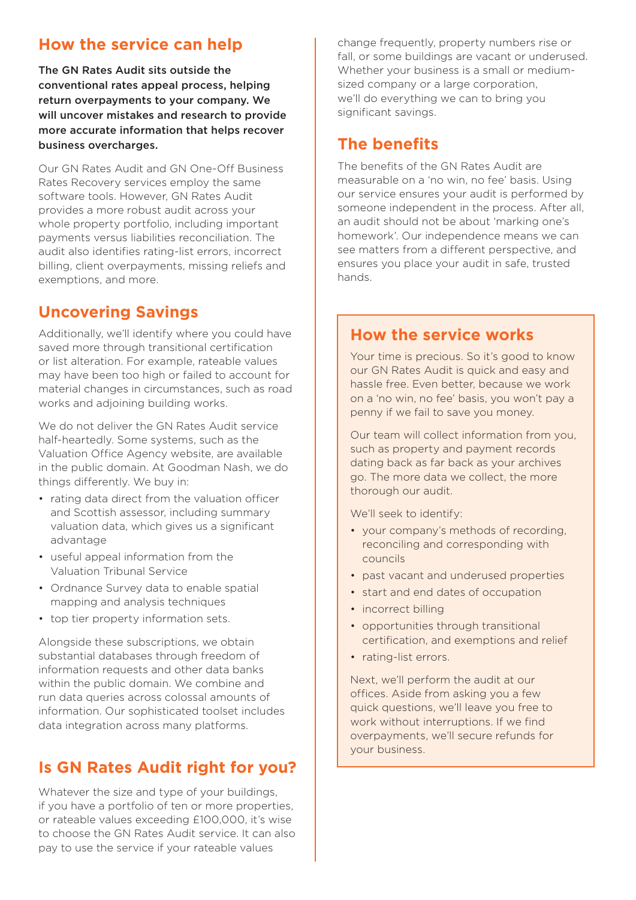## How the service can help

**The GN Rates Audit sits outside the conventional rates appeal process, helping return overpayments to your company. We will uncover mistakes and research to provide more accurate information that helps recover business overcharges.**

Our GN Rates Audit and GN One-Off Business Rates Recovery services employ the same software tools. However, GN Rates Audit provides a more robust audit across your whole property portfolio, including important payments versus liabilities reconciliation. The audit also identifies rating-list errors, incorrect billing, client overpayments, missing reliefs and exemptions, and more.

## Uncovering Savings

Additionally, we'll identify where you could have saved more through transitional certification or list alteration. For example, rateable values may have been too high or failed to account for material changes in circumstances, such as road works and adjoining building works.

We do not deliver the GN Rates Audit service half-heartedly. Some systems, such as the Valuation Office Agency website, are available in the public domain. At Goodman Nash, we do things differently. We buy in:

- rating data direct from the valuation officer and Scottish assessor, including summary valuation data, which gives us a significant advantage
- useful appeal information from the Valuation Tribunal Service
- Ordnance Survey data to enable spatial mapping and analysis techniques
- top tier property information sets.

Alongside these subscriptions, we obtain substantial databases through freedom of information requests and other data banks within the public domain. We combine and run data queries across colossal amounts of information. Our sophisticated toolset includes data integration across many platforms.

## Is GN Rates Audit right for you?

Whatever the size and type of your buildings, if you have a portfolio of ten or more properties, or rateable values exceeding £100,000, it's wise to choose the GN Rates Audit service. It can also pay to use the service if your rateable values change frequently, property numbers rise or fall, or some buildings are vacant or underused. Whether your business is a small or medium-sized company or a large corporation, we'll do everything we can to bring you significant savings.

## The benefits

The benefits of the GN Rates Audit are measurable on a 'no win, no fee' basis. Using our service ensures your audit is performed by someone independent in the process. After all, an audit should not be about 'marking one's homework'. Our independence means we can see matters from a different perspective, and ensures you place your audit in safe, trusted hands.

## How the service works

Your time is precious. So it's good to know our GN Rates Audit is quick and easy and hassle free. Even better, because we work on a 'no win, no fee' basis, you won't pay a penny if we fail to save you money.

Our team will collect information from you, such as property and payment records dating back as far back as your archives go. The more data we collect, the more thorough our audit.

We'll seek to identify:

- your company's methods of recording, reconciling and corresponding with councils
- past vacant and underused properties
- start and end dates of occupation
- incorrect billing
- opportunities through transitional certification, and exemptions and relief
- rating-list errors.

Next, we'll perform the audit at our offices. Aside from asking you a few quick questions, we'll leave you free to work without interruptions. If we find overpayments, we'll secure refunds for your business.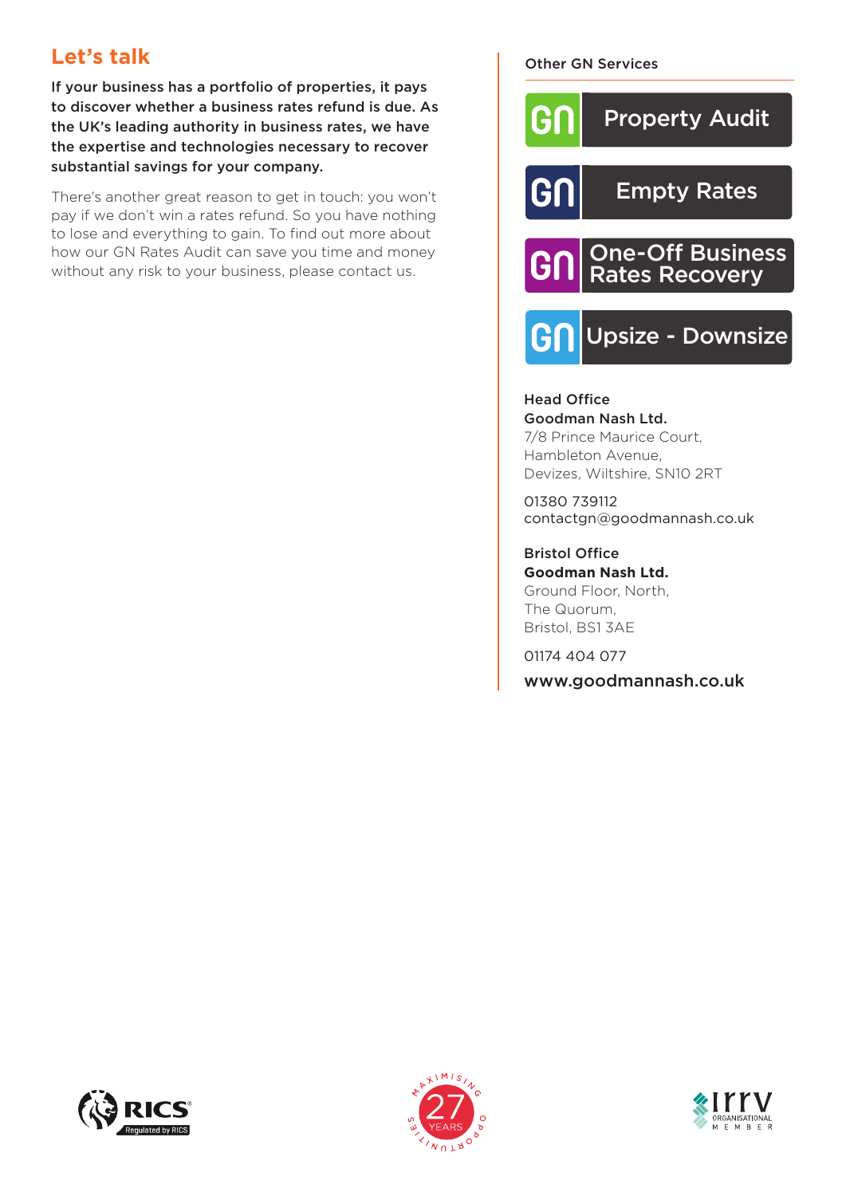## Let's talk

**If your business has a portfolio of properties, it pays to discover whether a business rates refund is due. As the UK's leading authority in business rates, we have the expertise and technologies necessary to recover substantial savings for your company.**

There's another great reason to get in touch: you won't pay if we don't win a rates refund. So you have nothing to lose and everything to gain. To find out more about how our GN Rates Audit can save you time and money without any risk to your business, please contact us.

Other GN Services

GN Property Audit

GN Empty Rates

GN One-Off Business Rates Recovery

GN Upsize - Downsize

**Head Office**
**Goodman Nash Ltd.**
7/8 Prince Maurice Court,
Hambleton Avenue,
Devizes, Wiltshire, SN10 2RT

01380 739112
contactgn@goodmannash.co.uk

**Bristol Office**
**Goodman Nash Ltd.**
Ground Floor, North,
The Quorum,
Bristol, BS1 3AE

01174 404 077

www.goodmannash.co.uk

RICS Regulated by RICS

Maximising Opportunities 27 Years

IRRV Organisational Member